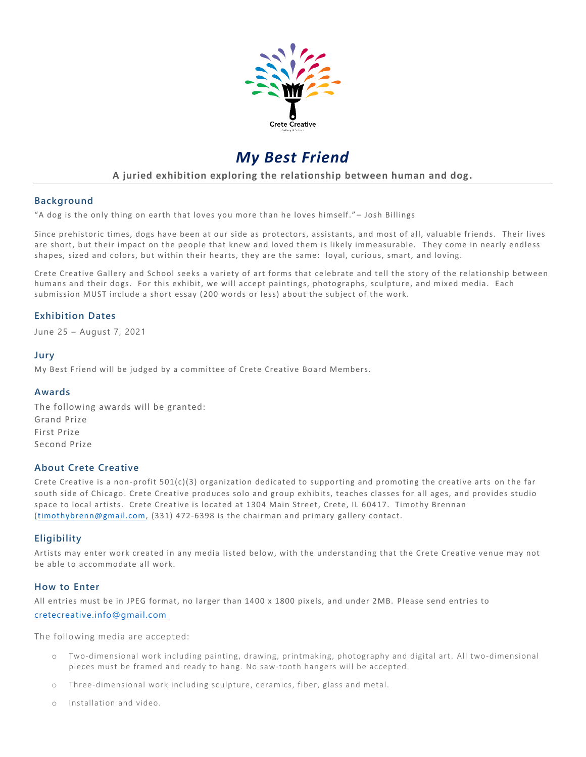Crete Creative

Gallery & School

# *My Best Friend*

**A juried exhibition exploring the relationship between human and dog.**

## Background

"A dog is the only thing on earth that loves you more than he loves himself."– Josh Billings

Since prehistoric times, dogs have been at our side as protectors, assistants, and most of all, valuable friends. Their lives are short, but their impact on the people that knew and loved them is likely immeasurable. They come in nearly endless shapes, sized and colors, but within their hearts, they are the same: loyal, curious, smart, and loving.

Crete Creative Gallery and School seeks a variety of art forms that celebrate and tell the story of the relationship between humans and their dogs. For this exhibit, we will accept paintings, photographs, sculpture, and mixed media. Each submission MUST include a short essay (200 words or less) about the subject of the work.

## Exhibition Dates

June 25 – August 7, 2021

## Jury

My Best Friend will be judged by a committee of Crete Creative Board Members.

## Awards

The following awards will be granted:
Grand Prize
First Prize
Second Prize

## About Crete Creative

Crete Creative is a non-profit 501(c)(3) organization dedicated to supporting and promoting the creative arts on the far south side of Chicago. Crete Creative produces solo and group exhibits, teaches classes for all ages, and provides studio space to local artists. Crete Creative is located at 1304 Main Street, Crete, IL 60417. Timothy Brennan (timothybrenn@gmail.com, (331) 472-6398 is the chairman and primary gallery contact.

## Eligibility

Artists may enter work created in any media listed below, with the understanding that the Crete Creative venue may not be able to accommodate all work.

## How to Enter

All entries must be in JPEG format, no larger than 1400 x 1800 pixels, and under 2MB. Please send entries to cretecreative.info@gmail.com

The following media are accepted:

- Two-dimensional work including painting, drawing, printmaking, photography and digital art. All two-dimensional pieces must be framed and ready to hang. No saw-tooth hangers will be accepted.
- Three-dimensional work including sculpture, ceramics, fiber, glass and metal.
- Installation and video.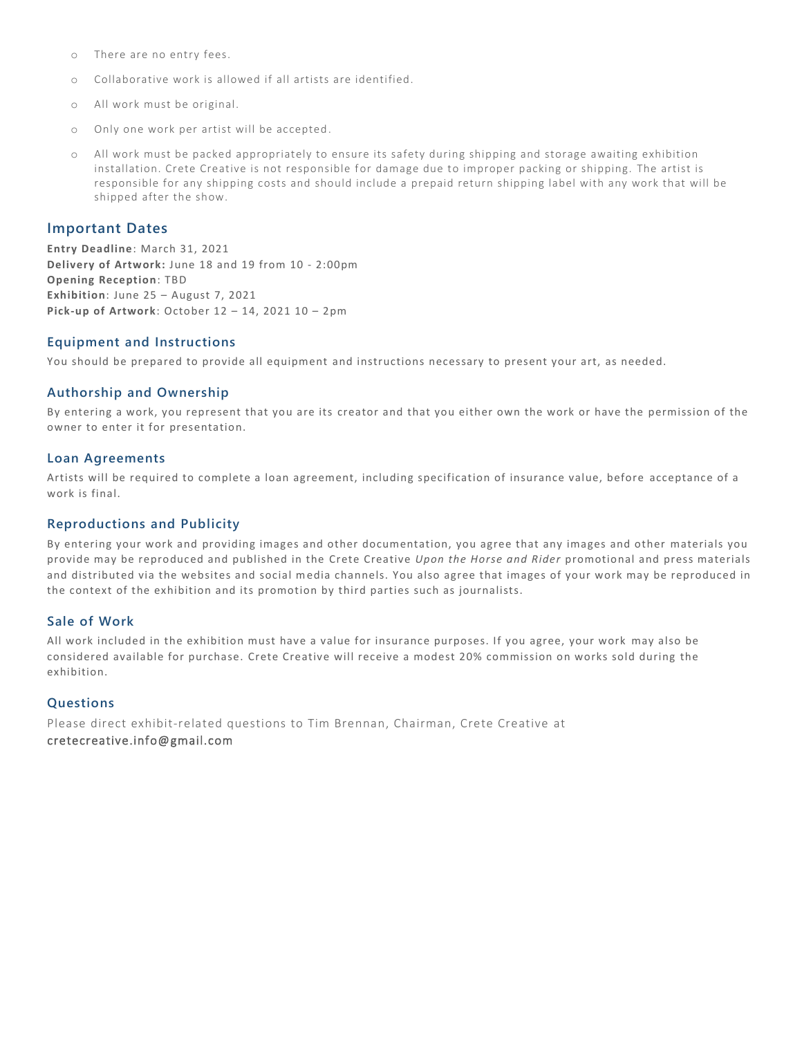- There are no entry fees.
- Collaborative work is allowed if all artists are identified.
- All work must be original.
- Only one work per artist will be accepted.
- All work must be packed appropriately to ensure its safety during shipping and storage awaiting exhibition installation. Crete Creative is not responsible for damage due to improper packing or shipping. The artist is responsible for any shipping costs and should include a prepaid return shipping label with any work that will be shipped after the show.

## Important Dates

**Entry Deadline**: March 31, 2021
**Delivery of Artwork:** June 18 and 19 from 10 - 2:00pm
**Opening Reception**: TBD
**Exhibition**: June 25 – August 7, 2021
**Pick-up of Artwork**: October 12 – 14, 2021 10 – 2pm

### Equipment and Instructions

You should be prepared to provide all equipment and instructions necessary to present your art, as needed.

### Authorship and Ownership

By entering a work, you represent that you are its creator and that you either own the work or have the permission of the owner to enter it for presentation.

### Loan Agreements

Artists will be required to complete a loan agreement, including specification of insurance value, before acceptance of a work is final.

### Reproductions and Publicity

By entering your work and providing images and other documentation, you agree that any images and other materials you provide may be reproduced and published in the Crete Creative *Upon the Horse and Rider* promotional and press materials and distributed via the websites and social media channels. You also agree that images of your work may be reproduced in the context of the exhibition and its promotion by third parties such as journalists.

### Sale of Work

All work included in the exhibition must have a value for insurance purposes. If you agree, your work may also be considered available for purchase. Crete Creative will receive a modest 20% commission on works sold during the exhibition.

### Questions

Please direct exhibit-related questions to Tim Brennan, Chairman, Crete Creative at
cretecreative.info@gmail.com